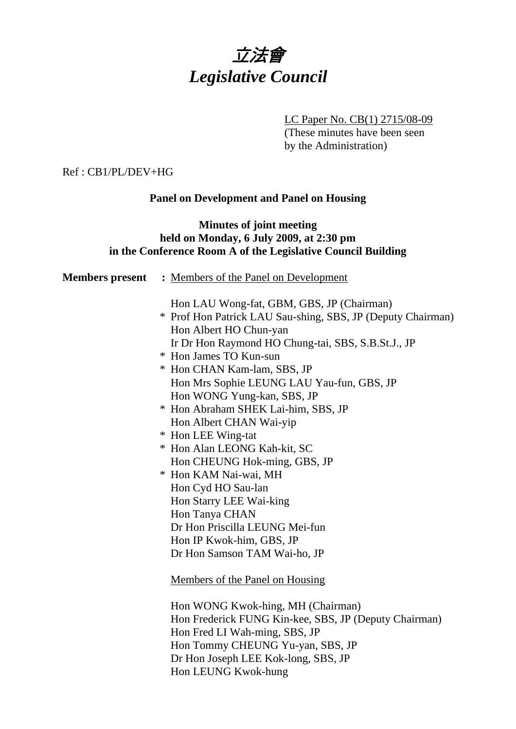# 立法會
# *Legislative Council*

LC Paper No. CB(1) 2715/08-09
(These minutes have been seen by the Administration)

Ref : CB1/PL/DEV+HG

**Panel on Development and Panel on Housing**

**Minutes of joint meeting held on Monday, 6 July 2009, at 2:30 pm in the Conference Room A of the Legislative Council Building**

**Members present :** Members of the Panel on Development

Hon LAU Wong-fat, GBM, GBS, JP (Chairman)
\* Prof Hon Patrick LAU Sau-shing, SBS, JP (Deputy Chairman)
Hon Albert HO Chun-yan
Ir Dr Hon Raymond HO Chung-tai, SBS, S.B.St.J., JP
\* Hon James TO Kun-sun
\* Hon CHAN Kam-lam, SBS, JP
Hon Mrs Sophie LEUNG LAU Yau-fun, GBS, JP
Hon WONG Yung-kan, SBS, JP
\* Hon Abraham SHEK Lai-him, SBS, JP
Hon Albert CHAN Wai-yip
\* Hon LEE Wing-tat
\* Hon Alan LEONG Kah-kit, SC
Hon CHEUNG Hok-ming, GBS, JP
\* Hon KAM Nai-wai, MH
Hon Cyd HO Sau-lan
Hon Starry LEE Wai-king
Hon Tanya CHAN
Dr Hon Priscilla LEUNG Mei-fun
Hon IP Kwok-him, GBS, JP
Dr Hon Samson TAM Wai-ho, JP

Members of the Panel on Housing

Hon WONG Kwok-hing, MH (Chairman)
Hon Frederick FUNG Kin-kee, SBS, JP (Deputy Chairman)
Hon Fred LI Wah-ming, SBS, JP
Hon Tommy CHEUNG Yu-yan, SBS, JP
Dr Hon Joseph LEE Kok-long, SBS, JP
Hon LEUNG Kwok-hung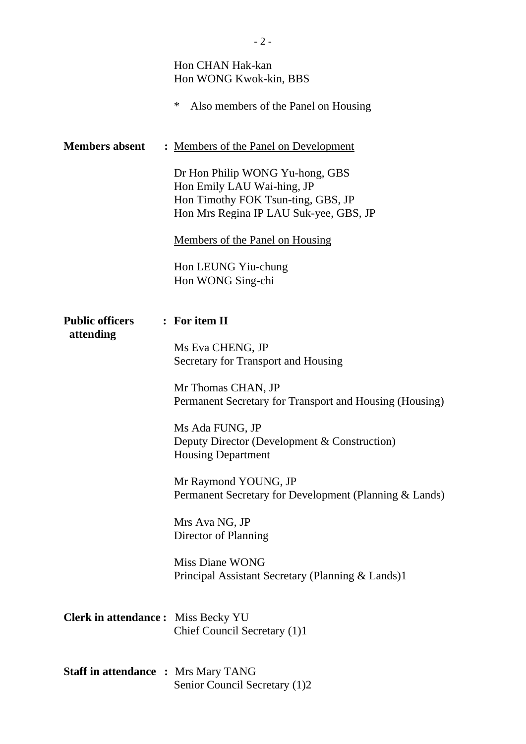Hon CHAN Hak-kan
Hon WONG Kwok-kin, BBS

\* Also members of the Panel on Housing

**Members absent** : Members of the Panel on Development

Dr Hon Philip WONG Yu-hong, GBS
Hon Emily LAU Wai-hing, JP
Hon Timothy FOK Tsun-ting, GBS, JP
Hon Mrs Regina IP LAU Suk-yee, GBS, JP

Members of the Panel on Housing

Hon LEUNG Yiu-chung
Hon WONG Sing-chi

**Public officers attending** : **For item II**

Ms Eva CHENG, JP
Secretary for Transport and Housing

Mr Thomas CHAN, JP
Permanent Secretary for Transport and Housing (Housing)

Ms Ada FUNG, JP
Deputy Director (Development & Construction)
Housing Department

Mr Raymond YOUNG, JP
Permanent Secretary for Development (Planning & Lands)

Mrs Ava NG, JP
Director of Planning

Miss Diane WONG
Principal Assistant Secretary (Planning & Lands)1

**Clerk in attendance :** Miss Becky YU
Chief Council Secretary (1)1

**Staff in attendance :** Mrs Mary TANG
Senior Council Secretary (1)2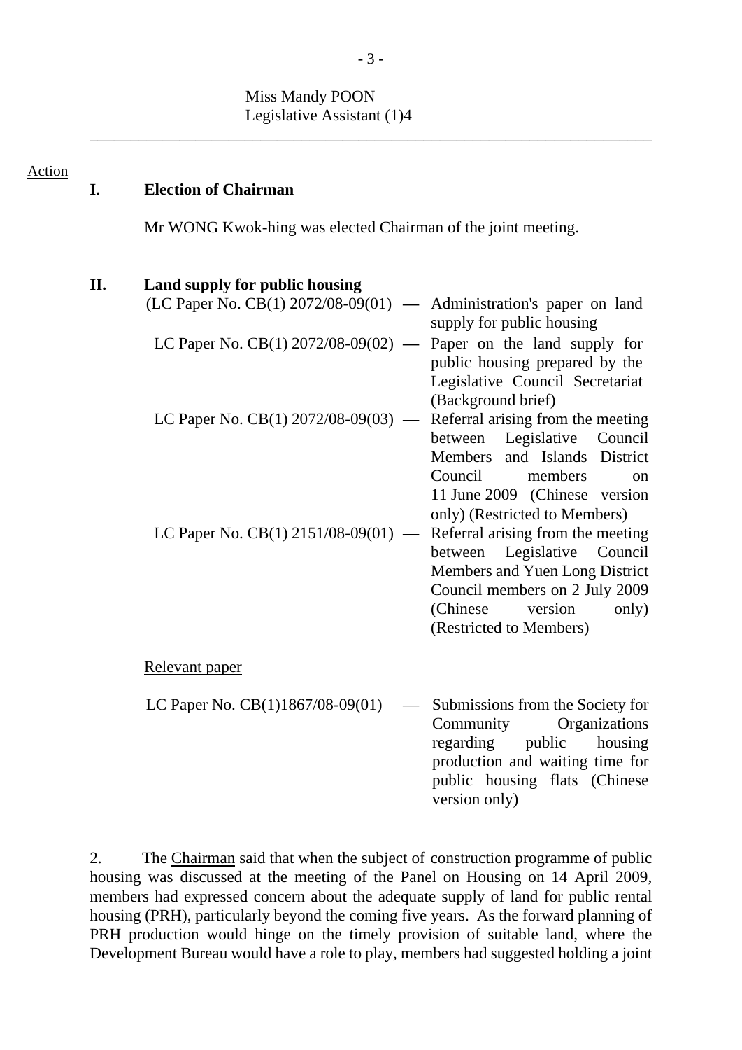Miss Mandy POON
Legislative Assistant (1)4

---

Action

## I. Election of Chairman

Mr WONG Kwok-hing was elected Chairman of the joint meeting.

## II. Land supply for public housing

(LC Paper No. CB(1) 2072/08-09(01) — Administration's paper on land supply for public housing

LC Paper No. CB(1) 2072/08-09(02) — Paper on the land supply for public housing prepared by the Legislative Council Secretariat (Background brief)

LC Paper No. CB(1) 2072/08-09(03) — Referral arising from the meeting between Legislative Council Members and Islands District Council members on 11 June 2009 (Chinese version only) (Restricted to Members)

LC Paper No. CB(1) 2151/08-09(01) — Referral arising from the meeting between Legislative Council Members and Yuen Long District Council members on 2 July 2009 (Chinese version only) (Restricted to Members)

Relevant paper

LC Paper No. CB(1)1867/08-09(01) — Submissions from the Society for Community Organizations regarding public housing production and waiting time for public housing flats (Chinese version only)

2. The Chairman said that when the subject of construction programme of public housing was discussed at the meeting of the Panel on Housing on 14 April 2009, members had expressed concern about the adequate supply of land for public rental housing (PRH), particularly beyond the coming five years. As the forward planning of PRH production would hinge on the timely provision of suitable land, where the Development Bureau would have a role to play, members had suggested holding a joint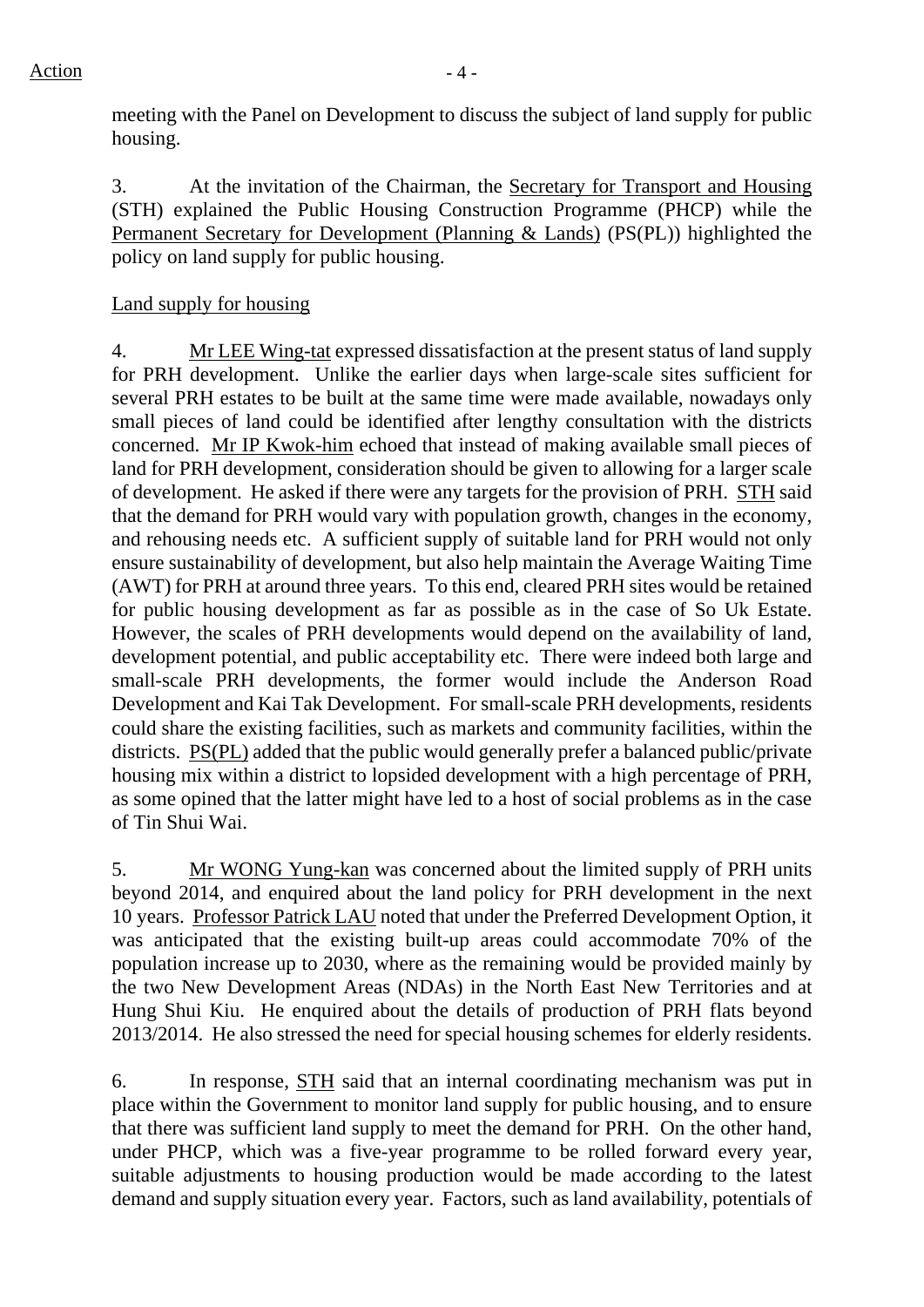meeting with the Panel on Development to discuss the subject of land supply for public housing.

3. At the invitation of the Chairman, the Secretary for Transport and Housing (STH) explained the Public Housing Construction Programme (PHCP) while the Permanent Secretary for Development (Planning & Lands) (PS(PL)) highlighted the policy on land supply for public housing.

Land supply for housing

4. Mr LEE Wing-tat expressed dissatisfaction at the present status of land supply for PRH development. Unlike the earlier days when large-scale sites sufficient for several PRH estates to be built at the same time were made available, nowadays only small pieces of land could be identified after lengthy consultation with the districts concerned. Mr IP Kwok-him echoed that instead of making available small pieces of land for PRH development, consideration should be given to allowing for a larger scale of development. He asked if there were any targets for the provision of PRH. STH said that the demand for PRH would vary with population growth, changes in the economy, and rehousing needs etc. A sufficient supply of suitable land for PRH would not only ensure sustainability of development, but also help maintain the Average Waiting Time (AWT) for PRH at around three years. To this end, cleared PRH sites would be retained for public housing development as far as possible as in the case of So Uk Estate. However, the scales of PRH developments would depend on the availability of land, development potential, and public acceptability etc. There were indeed both large and small-scale PRH developments, the former would include the Anderson Road Development and Kai Tak Development. For small-scale PRH developments, residents could share the existing facilities, such as markets and community facilities, within the districts. PS(PL) added that the public would generally prefer a balanced public/private housing mix within a district to lopsided development with a high percentage of PRH, as some opined that the latter might have led to a host of social problems as in the case of Tin Shui Wai.

5. Mr WONG Yung-kan was concerned about the limited supply of PRH units beyond 2014, and enquired about the land policy for PRH development in the next 10 years. Professor Patrick LAU noted that under the Preferred Development Option, it was anticipated that the existing built-up areas could accommodate 70% of the population increase up to 2030, where as the remaining would be provided mainly by the two New Development Areas (NDAs) in the North East New Territories and at Hung Shui Kiu. He enquired about the details of production of PRH flats beyond 2013/2014. He also stressed the need for special housing schemes for elderly residents.

6. In response, STH said that an internal coordinating mechanism was put in place within the Government to monitor land supply for public housing, and to ensure that there was sufficient land supply to meet the demand for PRH. On the other hand, under PHCP, which was a five-year programme to be rolled forward every year, suitable adjustments to housing production would be made according to the latest demand and supply situation every year. Factors, such as land availability, potentials of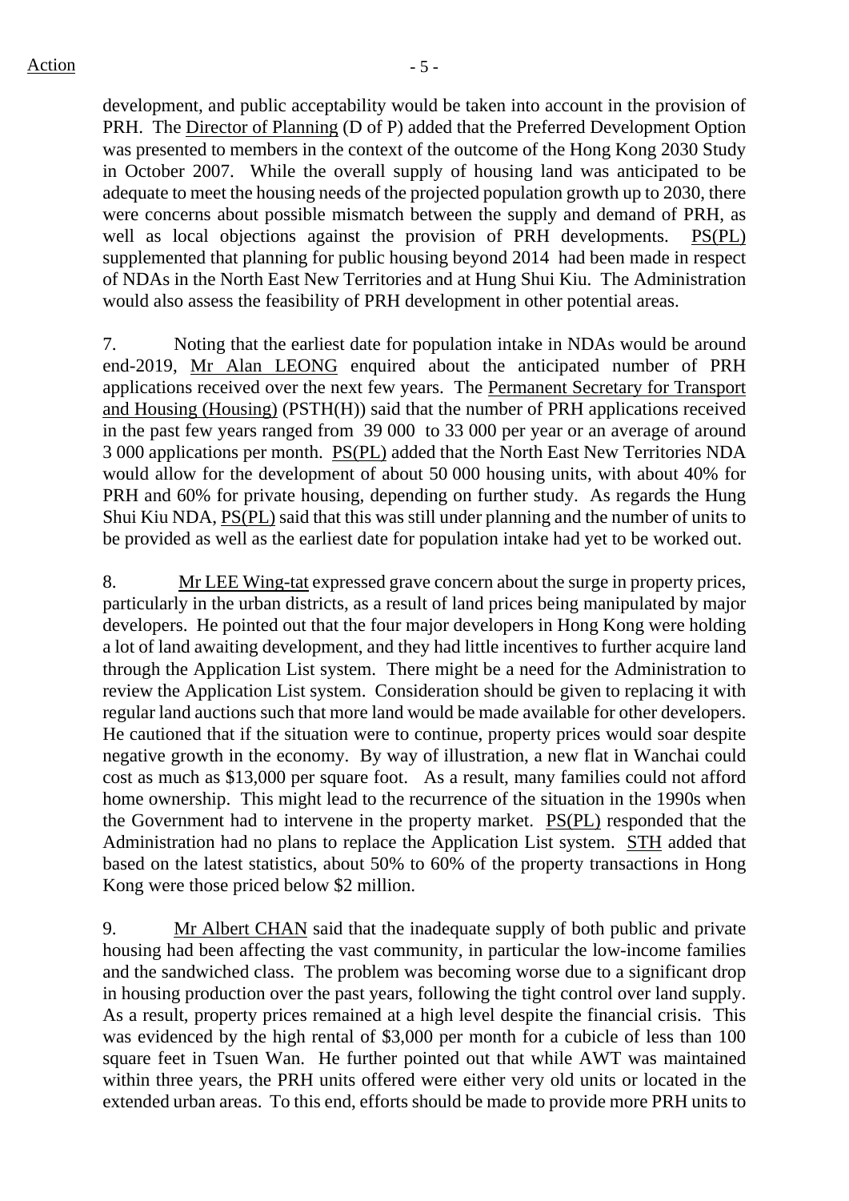development, and public acceptability would be taken into account in the provision of PRH. The Director of Planning (D of P) added that the Preferred Development Option was presented to members in the context of the outcome of the Hong Kong 2030 Study in October 2007. While the overall supply of housing land was anticipated to be adequate to meet the housing needs of the projected population growth up to 2030, there were concerns about possible mismatch between the supply and demand of PRH, as well as local objections against the provision of PRH developments. PS(PL) supplemented that planning for public housing beyond 2014 had been made in respect of NDAs in the North East New Territories and at Hung Shui Kiu. The Administration would also assess the feasibility of PRH development in other potential areas.

7. Noting that the earliest date for population intake in NDAs would be around end-2019, Mr Alan LEONG enquired about the anticipated number of PRH applications received over the next few years. The Permanent Secretary for Transport and Housing (Housing) (PSTH(H)) said that the number of PRH applications received in the past few years ranged from 39 000 to 33 000 per year or an average of around 3 000 applications per month. PS(PL) added that the North East New Territories NDA would allow for the development of about 50 000 housing units, with about 40% for PRH and 60% for private housing, depending on further study. As regards the Hung Shui Kiu NDA, PS(PL) said that this was still under planning and the number of units to be provided as well as the earliest date for population intake had yet to be worked out.

8. Mr LEE Wing-tat expressed grave concern about the surge in property prices, particularly in the urban districts, as a result of land prices being manipulated by major developers. He pointed out that the four major developers in Hong Kong were holding a lot of land awaiting development, and they had little incentives to further acquire land through the Application List system. There might be a need for the Administration to review the Application List system. Consideration should be given to replacing it with regular land auctions such that more land would be made available for other developers. He cautioned that if the situation were to continue, property prices would soar despite negative growth in the economy. By way of illustration, a new flat in Wanchai could cost as much as $13,000 per square foot. As a result, many families could not afford home ownership. This might lead to the recurrence of the situation in the 1990s when the Government had to intervene in the property market. PS(PL) responded that the Administration had no plans to replace the Application List system. STH added that based on the latest statistics, about 50% to 60% of the property transactions in Hong Kong were those priced below $2 million.

9. Mr Albert CHAN said that the inadequate supply of both public and private housing had been affecting the vast community, in particular the low-income families and the sandwiched class. The problem was becoming worse due to a significant drop in housing production over the past years, following the tight control over land supply. As a result, property prices remained at a high level despite the financial crisis. This was evidenced by the high rental of $3,000 per month for a cubicle of less than 100 square feet in Tsuen Wan. He further pointed out that while AWT was maintained within three years, the PRH units offered were either very old units or located in the extended urban areas. To this end, efforts should be made to provide more PRH units to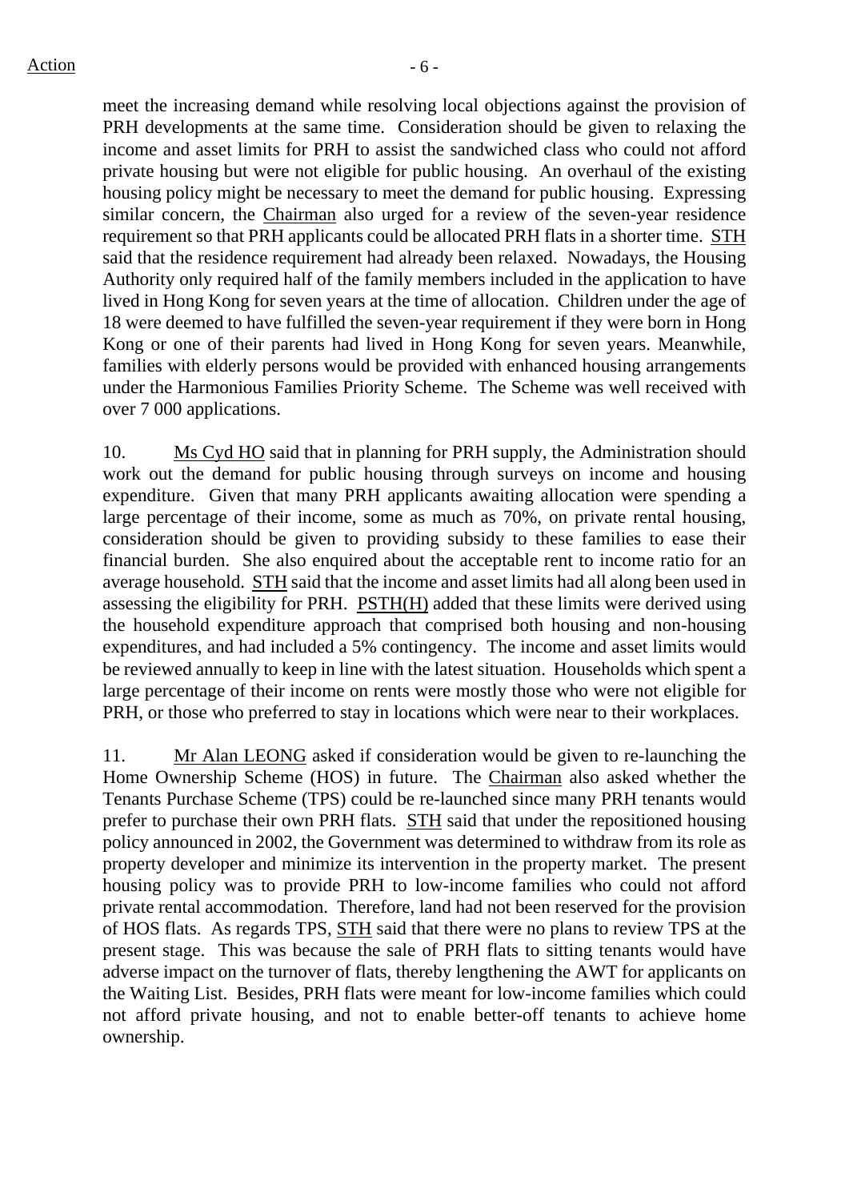meet the increasing demand while resolving local objections against the provision of PRH developments at the same time. Consideration should be given to relaxing the income and asset limits for PRH to assist the sandwiched class who could not afford private housing but were not eligible for public housing. An overhaul of the existing housing policy might be necessary to meet the demand for public housing. Expressing similar concern, the Chairman also urged for a review of the seven-year residence requirement so that PRH applicants could be allocated PRH flats in a shorter time. STH said that the residence requirement had already been relaxed. Nowadays, the Housing Authority only required half of the family members included in the application to have lived in Hong Kong for seven years at the time of allocation. Children under the age of 18 were deemed to have fulfilled the seven-year requirement if they were born in Hong Kong or one of their parents had lived in Hong Kong for seven years. Meanwhile, families with elderly persons would be provided with enhanced housing arrangements under the Harmonious Families Priority Scheme. The Scheme was well received with over 7 000 applications.

10. Ms Cyd HO said that in planning for PRH supply, the Administration should work out the demand for public housing through surveys on income and housing expenditure. Given that many PRH applicants awaiting allocation were spending a large percentage of their income, some as much as 70%, on private rental housing, consideration should be given to providing subsidy to these families to ease their financial burden. She also enquired about the acceptable rent to income ratio for an average household. STH said that the income and asset limits had all along been used in assessing the eligibility for PRH. PSTH(H) added that these limits were derived using the household expenditure approach that comprised both housing and non-housing expenditures, and had included a 5% contingency. The income and asset limits would be reviewed annually to keep in line with the latest situation. Households which spent a large percentage of their income on rents were mostly those who were not eligible for PRH, or those who preferred to stay in locations which were near to their workplaces.

11. Mr Alan LEONG asked if consideration would be given to re-launching the Home Ownership Scheme (HOS) in future. The Chairman also asked whether the Tenants Purchase Scheme (TPS) could be re-launched since many PRH tenants would prefer to purchase their own PRH flats. STH said that under the repositioned housing policy announced in 2002, the Government was determined to withdraw from its role as property developer and minimize its intervention in the property market. The present housing policy was to provide PRH to low-income families who could not afford private rental accommodation. Therefore, land had not been reserved for the provision of HOS flats. As regards TPS, STH said that there were no plans to review TPS at the present stage. This was because the sale of PRH flats to sitting tenants would have adverse impact on the turnover of flats, thereby lengthening the AWT for applicants on the Waiting List. Besides, PRH flats were meant for low-income families which could not afford private housing, and not to enable better-off tenants to achieve home ownership.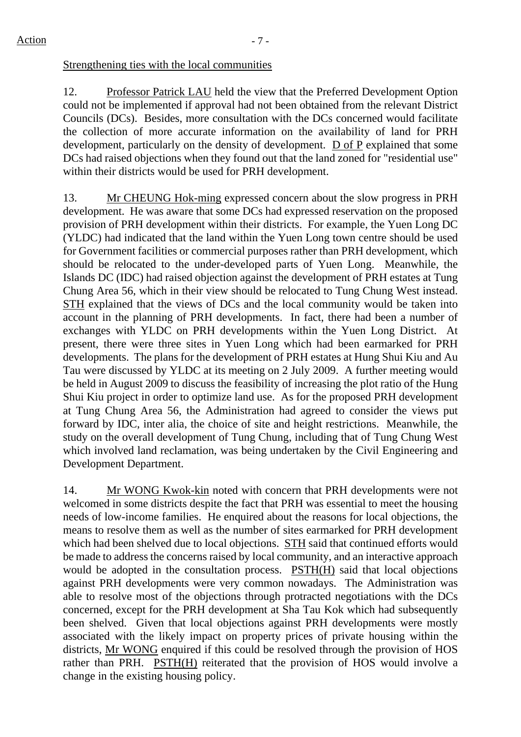Strengthening ties with the local communities

12. Professor Patrick LAU held the view that the Preferred Development Option could not be implemented if approval had not been obtained from the relevant District Councils (DCs). Besides, more consultation with the DCs concerned would facilitate the collection of more accurate information on the availability of land for PRH development, particularly on the density of development. D of P explained that some DCs had raised objections when they found out that the land zoned for "residential use" within their districts would be used for PRH development.

13. Mr CHEUNG Hok-ming expressed concern about the slow progress in PRH development. He was aware that some DCs had expressed reservation on the proposed provision of PRH development within their districts. For example, the Yuen Long DC (YLDC) had indicated that the land within the Yuen Long town centre should be used for Government facilities or commercial purposes rather than PRH development, which should be relocated to the under-developed parts of Yuen Long. Meanwhile, the Islands DC (IDC) had raised objection against the development of PRH estates at Tung Chung Area 56, which in their view should be relocated to Tung Chung West instead. STH explained that the views of DCs and the local community would be taken into account in the planning of PRH developments. In fact, there had been a number of exchanges with YLDC on PRH developments within the Yuen Long District. At present, there were three sites in Yuen Long which had been earmarked for PRH developments. The plans for the development of PRH estates at Hung Shui Kiu and Au Tau were discussed by YLDC at its meeting on 2 July 2009. A further meeting would be held in August 2009 to discuss the feasibility of increasing the plot ratio of the Hung Shui Kiu project in order to optimize land use. As for the proposed PRH development at Tung Chung Area 56, the Administration had agreed to consider the views put forward by IDC, inter alia, the choice of site and height restrictions. Meanwhile, the study on the overall development of Tung Chung, including that of Tung Chung West which involved land reclamation, was being undertaken by the Civil Engineering and Development Department.

14. Mr WONG Kwok-kin noted with concern that PRH developments were not welcomed in some districts despite the fact that PRH was essential to meet the housing needs of low-income families. He enquired about the reasons for local objections, the means to resolve them as well as the number of sites earmarked for PRH development which had been shelved due to local objections. STH said that continued efforts would be made to address the concerns raised by local community, and an interactive approach would be adopted in the consultation process. PSTH(H) said that local objections against PRH developments were very common nowadays. The Administration was able to resolve most of the objections through protracted negotiations with the DCs concerned, except for the PRH development at Sha Tau Kok which had subsequently been shelved. Given that local objections against PRH developments were mostly associated with the likely impact on property prices of private housing within the districts, Mr WONG enquired if this could be resolved through the provision of HOS rather than PRH. PSTH(H) reiterated that the provision of HOS would involve a change in the existing housing policy.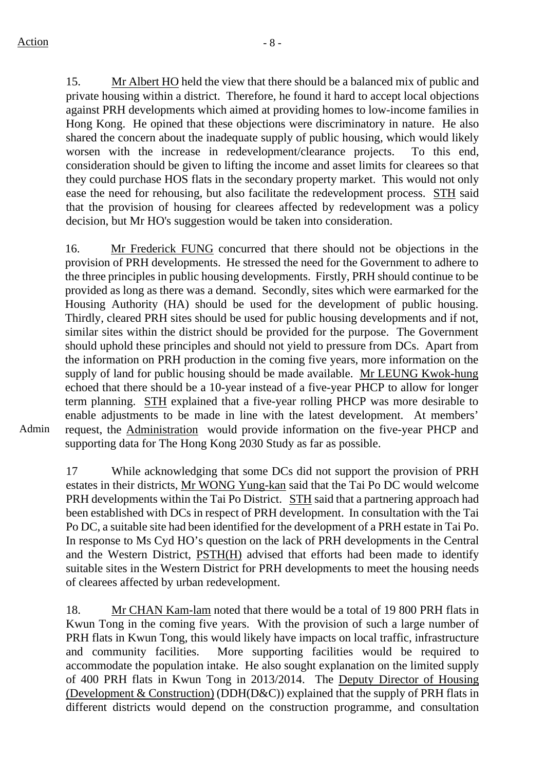15. Mr Albert HO held the view that there should be a balanced mix of public and private housing within a district. Therefore, he found it hard to accept local objections against PRH developments which aimed at providing homes to low-income families in Hong Kong. He opined that these objections were discriminatory in nature. He also shared the concern about the inadequate supply of public housing, which would likely worsen with the increase in redevelopment/clearance projects. To this end, consideration should be given to lifting the income and asset limits for clearees so that they could purchase HOS flats in the secondary property market. This would not only ease the need for rehousing, but also facilitate the redevelopment process. STH said that the provision of housing for clearees affected by redevelopment was a policy decision, but Mr HO's suggestion would be taken into consideration.

16. Mr Frederick FUNG concurred that there should not be objections in the provision of PRH developments. He stressed the need for the Government to adhere to the three principles in public housing developments. Firstly, PRH should continue to be provided as long as there was a demand. Secondly, sites which were earmarked for the Housing Authority (HA) should be used for the development of public housing. Thirdly, cleared PRH sites should be used for public housing developments and if not, similar sites within the district should be provided for the purpose. The Government should uphold these principles and should not yield to pressure from DCs. Apart from the information on PRH production in the coming five years, more information on the supply of land for public housing should be made available. Mr LEUNG Kwok-hung echoed that there should be a 10-year instead of a five-year PHCP to allow for longer term planning. STH explained that a five-year rolling PHCP was more desirable to enable adjustments to be made in line with the latest development. At members' request, the Administration would provide information on the five-year PHCP and supporting data for The Hong Kong 2030 Study as far as possible.

Action: Admin

17 While acknowledging that some DCs did not support the provision of PRH estates in their districts, Mr WONG Yung-kan said that the Tai Po DC would welcome PRH developments within the Tai Po District. STH said that a partnering approach had been established with DCs in respect of PRH development. In consultation with the Tai Po DC, a suitable site had been identified for the development of a PRH estate in Tai Po. In response to Ms Cyd HO's question on the lack of PRH developments in the Central and the Western District, PSTH(H) advised that efforts had been made to identify suitable sites in the Western District for PRH developments to meet the housing needs of clearees affected by urban redevelopment.

18. Mr CHAN Kam-lam noted that there would be a total of 19 800 PRH flats in Kwun Tong in the coming five years. With the provision of such a large number of PRH flats in Kwun Tong, this would likely have impacts on local traffic, infrastructure and community facilities. More supporting facilities would be required to accommodate the population intake. He also sought explanation on the limited supply of 400 PRH flats in Kwun Tong in 2013/2014. The Deputy Director of Housing (Development & Construction) (DDH(D&C)) explained that the supply of PRH flats in different districts would depend on the construction programme, and consultation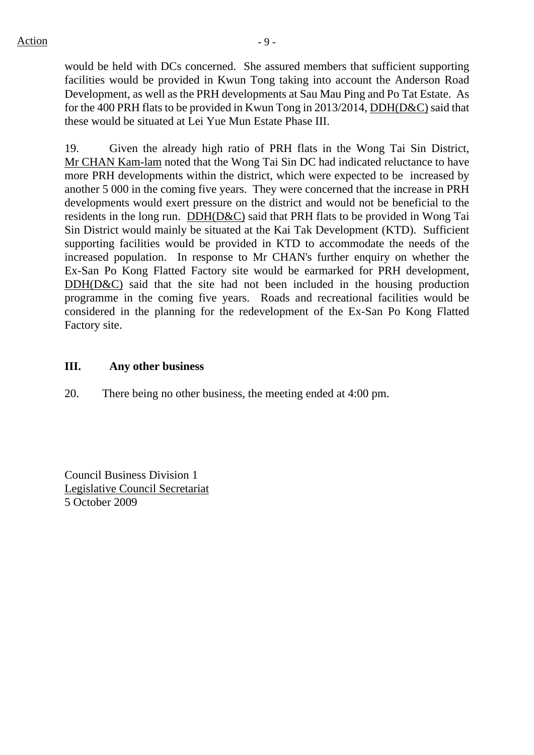would be held with DCs concerned. She assured members that sufficient supporting facilities would be provided in Kwun Tong taking into account the Anderson Road Development, as well as the PRH developments at Sau Mau Ping and Po Tat Estate. As for the 400 PRH flats to be provided in Kwun Tong in 2013/2014, DDH(D&C) said that these would be situated at Lei Yue Mun Estate Phase III.

19. Given the already high ratio of PRH flats in the Wong Tai Sin District, Mr CHAN Kam-lam noted that the Wong Tai Sin DC had indicated reluctance to have more PRH developments within the district, which were expected to be increased by another 5 000 in the coming five years. They were concerned that the increase in PRH developments would exert pressure on the district and would not be beneficial to the residents in the long run. DDH(D&C) said that PRH flats to be provided in Wong Tai Sin District would mainly be situated at the Kai Tak Development (KTD). Sufficient supporting facilities would be provided in KTD to accommodate the needs of the increased population. In response to Mr CHAN's further enquiry on whether the Ex-San Po Kong Flatted Factory site would be earmarked for PRH development, DDH(D&C) said that the site had not been included in the housing production programme in the coming five years. Roads and recreational facilities would be considered in the planning for the redevelopment of the Ex-San Po Kong Flatted Factory site.

## III. Any other business

20. There being no other business, the meeting ended at 4:00 pm.

Council Business Division 1
Legislative Council Secretariat
5 October 2009